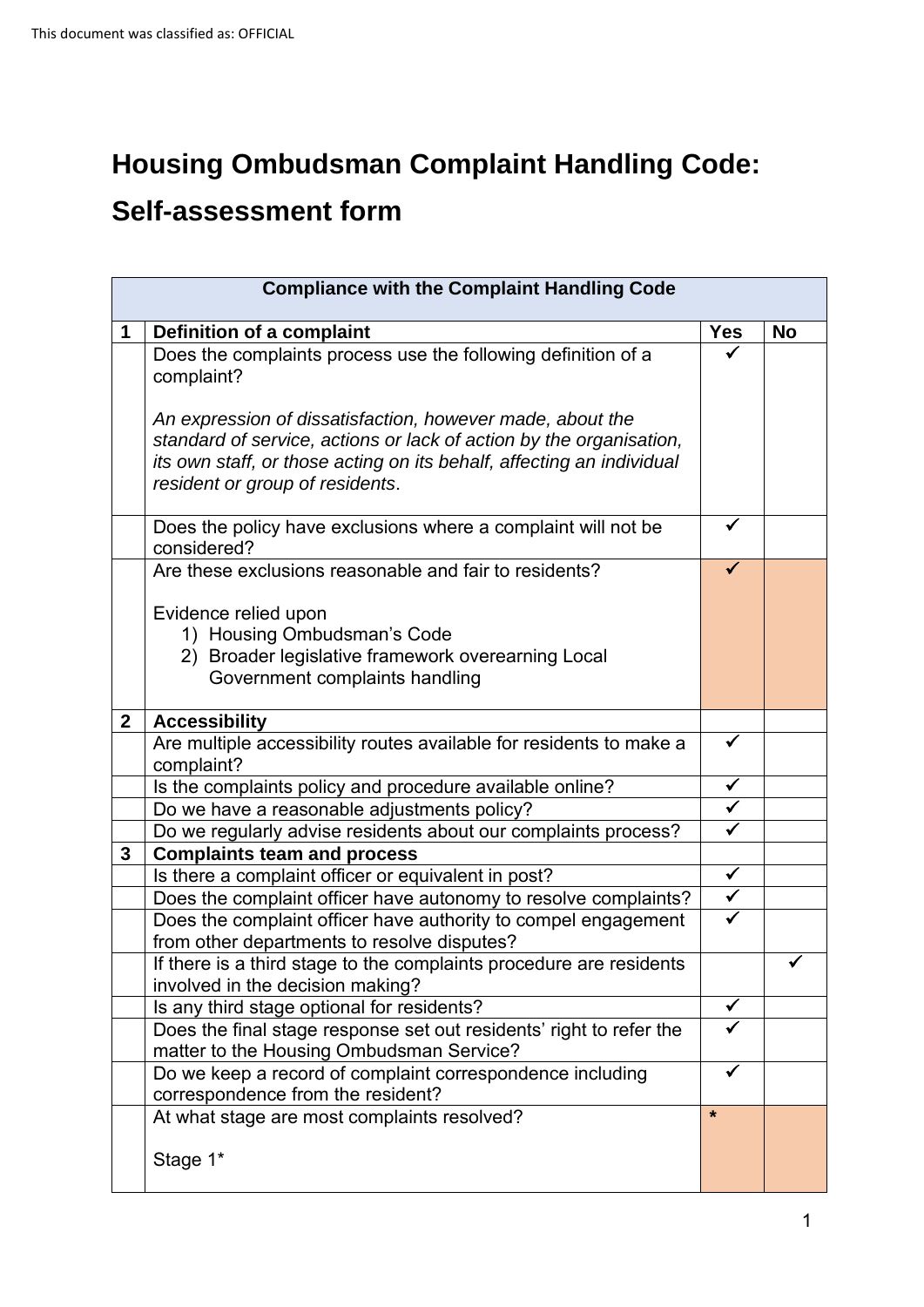# Housing Ombudsman Complaint Handling Code: Self-assessment form

| Compliance with the Complaint Handling Code | | | |
|---|---|---|---|
| **1** | **Definition of a complaint** | **Yes** | **No** |
| | Does the complaints process use the following definition of a complaint?<br><br>*An expression of dissatisfaction, however made, about the standard of service, actions or lack of action by the organisation, its own staff, or those acting on its behalf, affecting an individual resident or group of residents*. | ✓ | |
| | Does the policy have exclusions where a complaint will not be considered? | ✓ | |
| | Are these exclusions reasonable and fair to residents?<br><br>Evidence relied upon<br>1) Housing Ombudsman's Code<br>2) Broader legislative framework overearning Local Government complaints handling | ✓ | |
| **2** | **Accessibility** | | |
| | Are multiple accessibility routes available for residents to make a complaint? | ✓ | |
| | Is the complaints policy and procedure available online? | ✓ | |
| | Do we have a reasonable adjustments policy? | ✓ | |
| | Do we regularly advise residents about our complaints process? | ✓ | |
| **3** | **Complaints team and process** | | |
| | Is there a complaint officer or equivalent in post? | ✓ | |
| | Does the complaint officer have autonomy to resolve complaints? | ✓ | |
| | Does the complaint officer have authority to compel engagement from other departments to resolve disputes? | ✓ | |
| | If there is a third stage to the complaints procedure are residents involved in the decision making? | | ✓ |
| | Is any third stage optional for residents? | ✓ | |
| | Does the final stage response set out residents' right to refer the matter to the Housing Ombudsman Service? | ✓ | |
| | Do we keep a record of complaint correspondence including correspondence from the resident? | ✓ | |
| | At what stage are most complaints resolved?<br><br>Stage 1* | * | |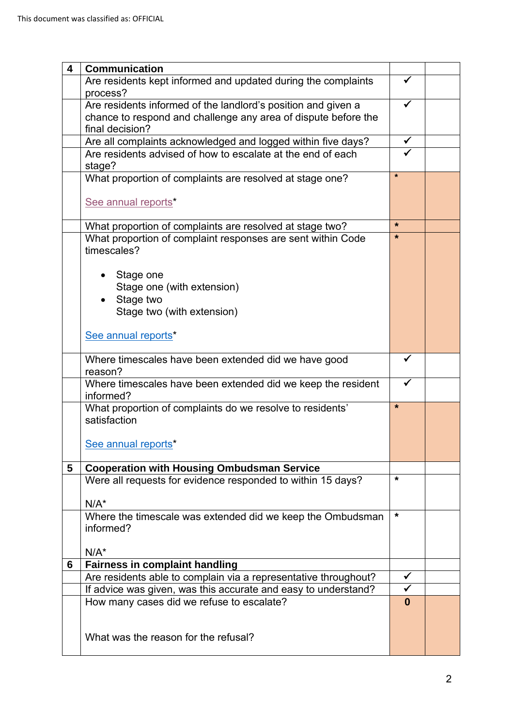| | | | |
|---|---|---|---|
| **4** | **Communication** | | |
| | Are residents kept informed and updated during the complaints process? | ✓ | |
| | Are residents informed of the landlord's position and given a chance to respond and challenge any area of dispute before the final decision? | ✓ | |
| | Are all complaints acknowledged and logged within five days? | ✓ | |
| | Are residents advised of how to escalate at the end of each stage? | ✓ | |
| | What proportion of complaints are resolved at stage one?<br><br>See annual reports* | * | |
| | What proportion of complaints are resolved at stage two? | * | |
| | What proportion of complaint responses are sent within Code timescales?<br><br>• Stage one<br>Stage one (with extension)<br>• Stage two<br>Stage two (with extension)<br><br>See annual reports* | * | |
| | Where timescales have been extended did we have good reason? | ✓ | |
| | Where timescales have been extended did we keep the resident informed? | ✓ | |
| | What proportion of complaints do we resolve to residents' satisfaction<br><br>See annual reports* | * | |
| **5** | **Cooperation with Housing Ombudsman Service** | | |
| | Were all requests for evidence responded to within 15 days?<br><br>N/A* | * | |
| | Where the timescale was extended did we keep the Ombudsman informed?<br><br>N/A* | * | |
| **6** | **Fairness in complaint handling** | | |
| | Are residents able to complain via a representative throughout? | ✓ | |
| | If advice was given, was this accurate and easy to understand? | ✓ | |
| | How many cases did we refuse to escalate?<br><br>What was the reason for the refusal? | **0** | |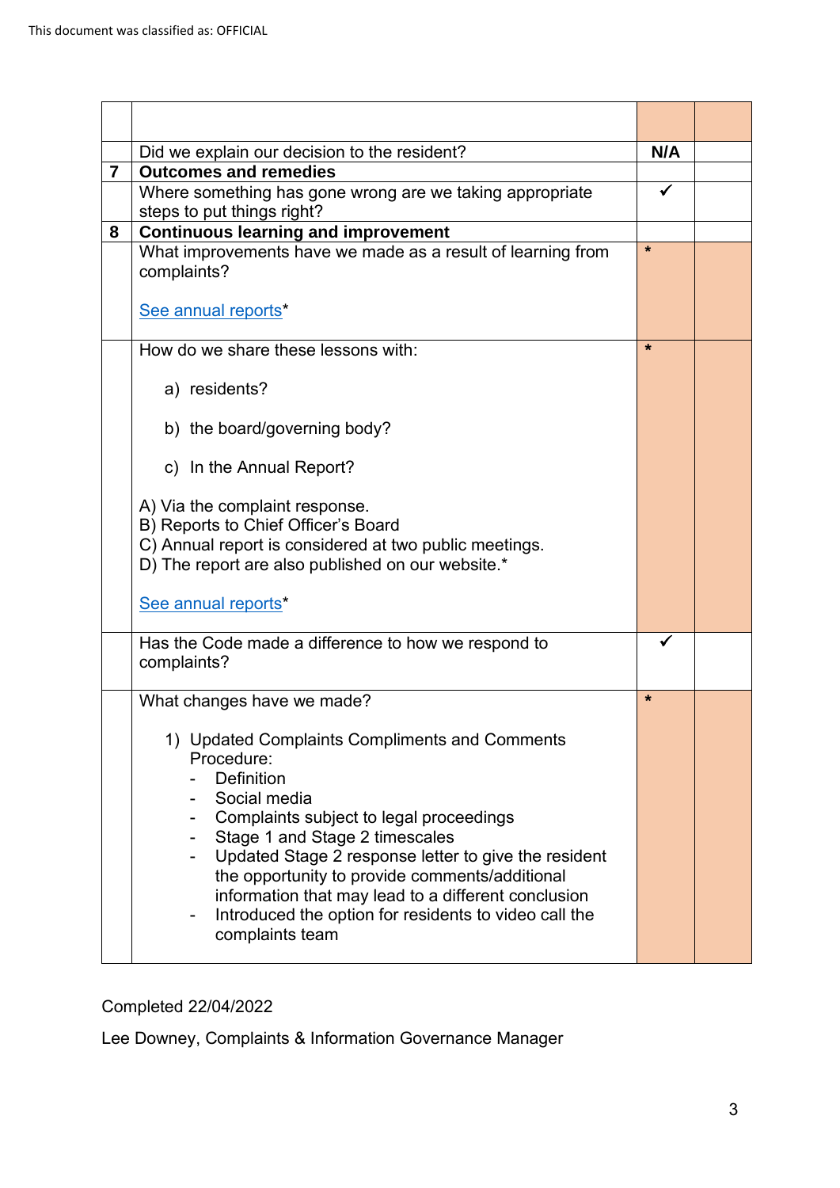This document was classified as: OFFICIAL

| | | | |
|---|---|---|---|
| | | | |
| | Did we explain our decision to the resident? | **N/A** | |
| **7** | **Outcomes and remedies** | | |
| | Where something has gone wrong are we taking appropriate steps to put things right? | ✓ | |
| **8** | **Continuous learning and improvement** | | |
| | What improvements have we made as a result of learning from complaints?<br><br>See annual reports* | * | |
| | How do we share these lessons with:<br><br>a) residents?<br><br>b) the board/governing body?<br><br>c) In the Annual Report?<br><br>A) Via the complaint response.<br>B) Reports to Chief Officer's Board<br>C) Annual report is considered at two public meetings.<br>D) The report are also published on our website.*<br><br>See annual reports* | * | |
| | Has the Code made a difference to how we respond to complaints? | ✓ | |
| | What changes have we made?<br><br>1) Updated Complaints Compliments and Comments Procedure:<br>- Definition<br>- Social media<br>- Complaints subject to legal proceedings<br>- Stage 1 and Stage 2 timescales<br>- Updated Stage 2 response letter to give the resident the opportunity to provide comments/additional information that may lead to a different conclusion<br>- Introduced the option for residents to video call the complaints team | * | |

Completed 22/04/2022

Lee Downey, Complaints & Information Governance Manager